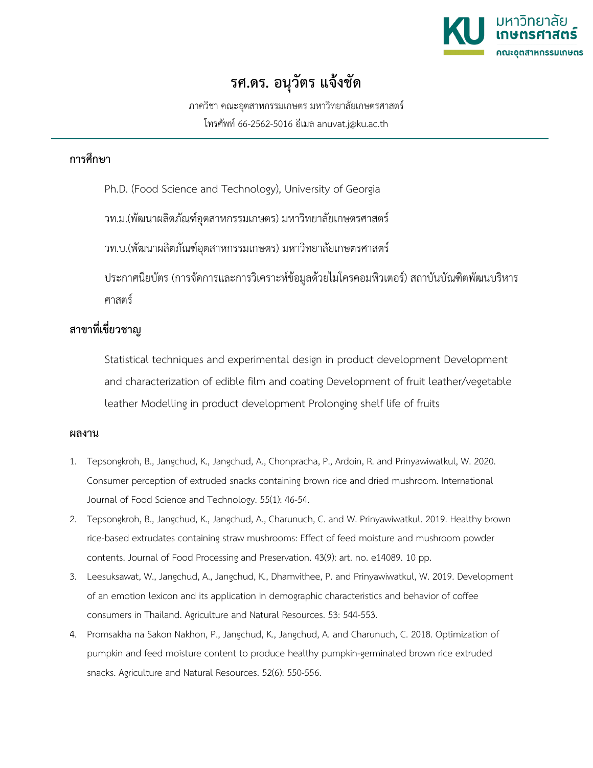# รศ.ดร. อนุวัตร แจ้งชัด

ภาควิชา คณะอุตสาหกรรมเกษตร มหาวิทยาลัยเกษตรศาสตร์

โทรศัพท์ 66-2562-5016 อีเมล anuvat.j@ku.ac.th

## การศึกษา

Ph.D. (Food Science and Technology), University of Georgia

วท.ม.(พัฒนาผลิตภัณฑ์อุตสาหกรรมเกษตร) มหาวิทยาลัยเกษตรศาสตร์

วท.บ.(พัฒนาผลิตภัณฑ์อุตสาหกรรมเกษตร) มหาวิทยาลัยเกษตรศาสตร์

ประกาศนียบัตร (การจัดการและการวิเคราะห์ข้อมูลด้วยไมโครคอมพิวเตอร์) สถาบันบัณฑิตพัฒนบริหารศาสตร์

## สาขาที่เชี่ยวชาญ

Statistical techniques and experimental design in product development Development and characterization of edible film and coating Development of fruit leather/vegetable leather Modelling in product development Prolonging shelf life of fruits

## ผลงาน

1. Tepsongkroh, B., Jangchud, K., Jangchud, A., Chonpracha, P., Ardoin, R. and Prinyawiwatkul, W. 2020. Consumer perception of extruded snacks containing brown rice and dried mushroom. International Journal of Food Science and Technology. 55(1): 46-54.
2. Tepsongkroh, B., Jangchud, K., Jangchud, A., Charunuch, C. and W. Prinyawiwatkul. 2019. Healthy brown rice-based extrudates containing straw mushrooms: Effect of feed moisture and mushroom powder contents. Journal of Food Processing and Preservation. 43(9): art. no. e14089. 10 pp.
3. Leesuksawat, W., Jangchud, A., Jangchud, K., Dhamvithee, P. and Prinyawiwatkul, W. 2019. Development of an emotion lexicon and its application in demographic characteristics and behavior of coffee consumers in Thailand. Agriculture and Natural Resources. 53: 544-553.
4. Promsakha na Sakon Nakhon, P., Jangchud, K., Jangchud, A. and Charunuch, C. 2018. Optimization of pumpkin and feed moisture content to produce healthy pumpkin-germinated brown rice extruded snacks. Agriculture and Natural Resources. 52(6): 550-556.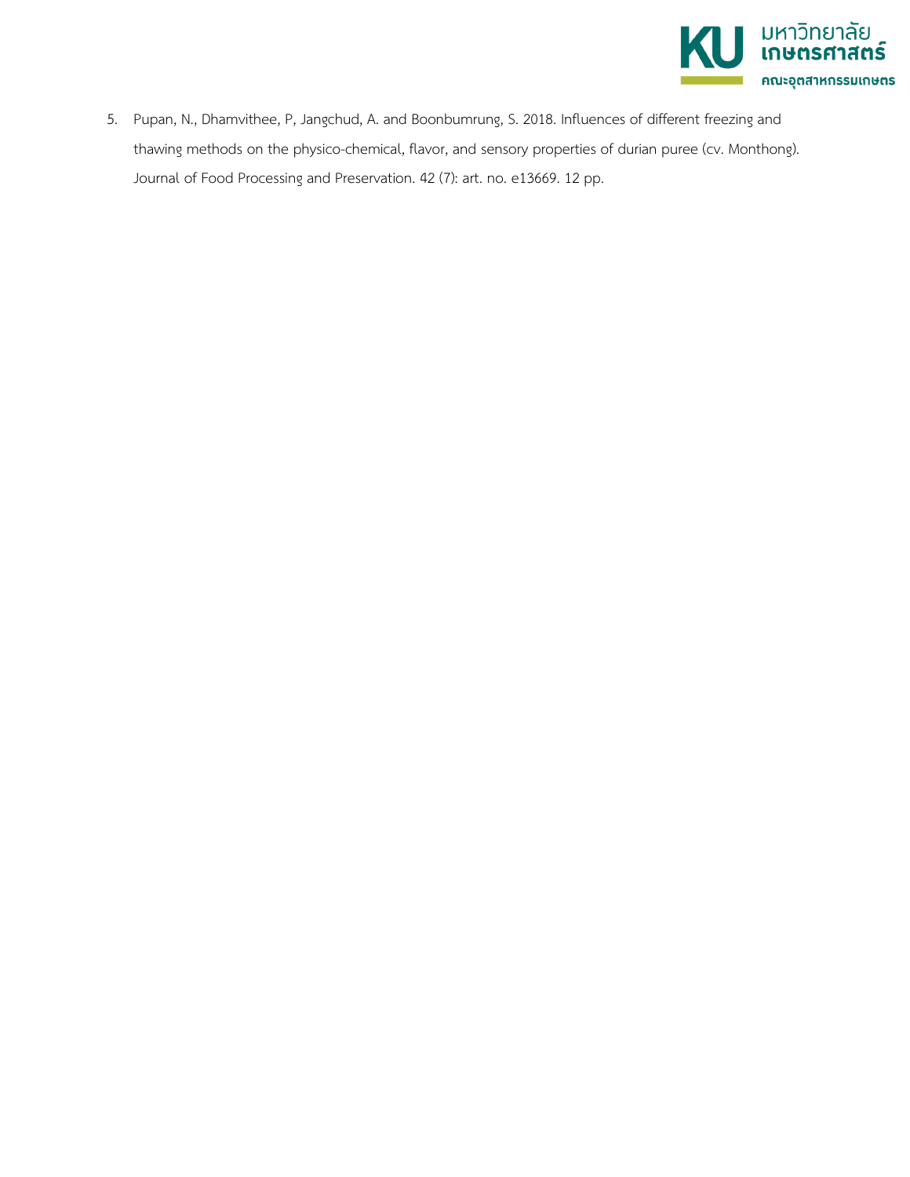5. Pupan, N., Dhamvithee, P, Jangchud, A. and Boonbumrung, S. 2018. Influences of different freezing and thawing methods on the physico-chemical, flavor, and sensory properties of durian puree (cv. Monthong). Journal of Food Processing and Preservation. 42 (7): art. no. e13669. 12 pp.